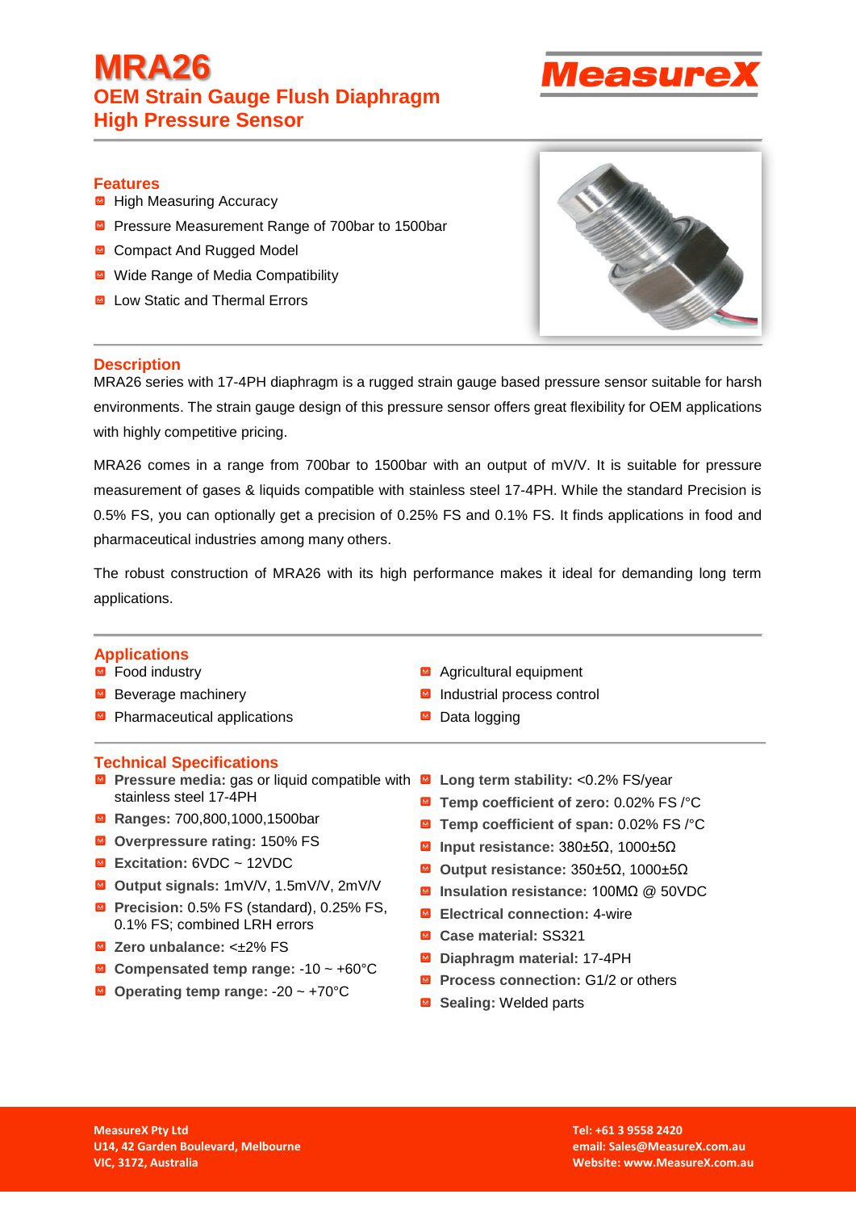# MRA26

## OEM Strain Gauge Flush Diaphragm High Pressure Sensor

MeasureX

### Features

- High Measuring Accuracy
- Pressure Measurement Range of 700bar to 1500bar
- Compact And Rugged Model
- Wide Range of Media Compatibility
- Low Static and Thermal Errors

### Description

MRA26 series with 17-4PH diaphragm is a rugged strain gauge based pressure sensor suitable for harsh environments. The strain gauge design of this pressure sensor offers great flexibility for OEM applications with highly competitive pricing.

MRA26 comes in a range from 700bar to 1500bar with an output of mV/V. It is suitable for pressure measurement of gases & liquids compatible with stainless steel 17-4PH. While the standard Precision is 0.5% FS, you can optionally get a precision of 0.25% FS and 0.1% FS. It finds applications in food and pharmaceutical industries among many others.

The robust construction of MRA26 with its high performance makes it ideal for demanding long term applications.

### Applications

- Food industry
- Beverage machinery
- Pharmaceutical applications
- Agricultural equipment
- Industrial process control
- Data logging

### Technical Specifications

- **Pressure media:** gas or liquid compatible with stainless steel 17-4PH
- **Ranges:** 700,800,1000,1500bar
- **Overpressure rating:** 150% FS
- **Excitation:** 6VDC ~ 12VDC
- **Output signals:** 1mV/V, 1.5mV/V, 2mV/V
- **Precision:** 0.5% FS (standard), 0.25% FS, 0.1% FS; combined LRH errors
- **Zero unbalance:** <±2% FS
- **Compensated temp range:** -10 ~ +60°C
- **Operating temp range:** -20 ~ +70°C
- **Long term stability:** <0.2% FS/year
- **Temp coefficient of zero:** 0.02% FS /°C
- **Temp coefficient of span:** 0.02% FS /°C
- **Input resistance:** 380±5Ω, 1000±5Ω
- **Output resistance:** 350±5Ω, 1000±5Ω
- **Insulation resistance:** 100MΩ @ 50VDC
- **Electrical connection:** 4-wire
- **Case material:** SS321
- **Diaphragm material:** 17-4PH
- **Process connection:** G1/2 or others
- **Sealing:** Welded parts

**MeasureX Pty Ltd**
**U14, 42 Garden Boulevard, Melbourne**
**VIC, 3172, Australia**

**Tel: +61 3 9558 2420**
**email: Sales@MeasureX.com.au**
**Website: www.MeasureX.com.au**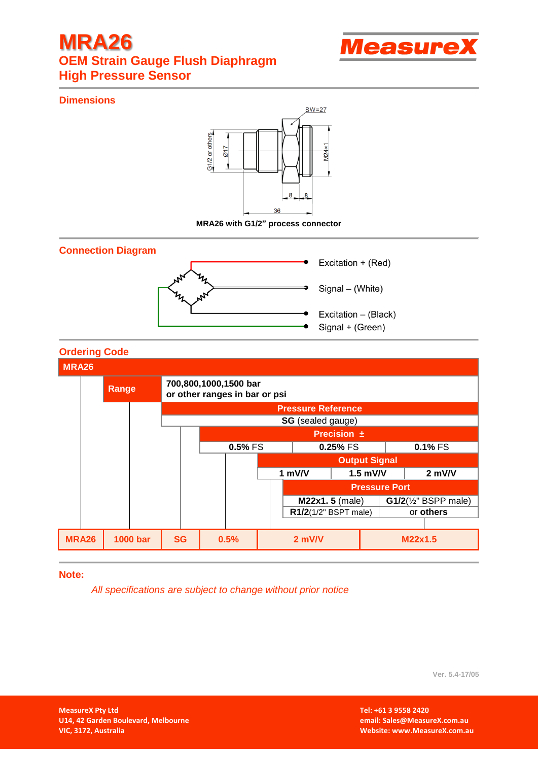# MRA26

## OEM Strain Gauge Flush Diaphragm High Pressure Sensor

### Dimensions

SW=27

G1/2 or others

Ø17

M24×1

8

8

36

**MRA26 with G1/2" process connector**

### Connection Diagram

Excitation + (Red)

Signal – (White)

Excitation – (Black)

Signal + (Green)

### Ordering Code

**MRA26**

| Field | Options |
| --- | --- |
| **Range** | **700,800,1000,1500 bar or other ranges in bar or psi** |
| **Pressure Reference** | **SG** (sealed gauge) |
| **Precision ±** | **0.5%** FS, **0.25%** FS, **0.1%** FS |
| **Output Signal** | **1 mV/V**, **1.5 mV/V**, **2 mV/V** |
| **Pressure Port** | **M22x1. 5** (male), **G1/2**(½" BSPP male), **R1/2**(1/2" BSPT male), or **others** |

Example:

| MRA26 | 1000 bar | SG | 0.5% | 2 mV/V | M22x1.5 |
| --- | --- | --- | --- | --- | --- |

**Note:**

*All specifications are subject to change without prior notice*

Ver. 5.4-17/05

MeasureX Pty Ltd
U14, 42 Garden Boulevard, Melbourne
VIC, 3172, Australia

Tel: +61 3 9558 2420
email: Sales@MeasureX.com.au
Website: www.MeasureX.com.au